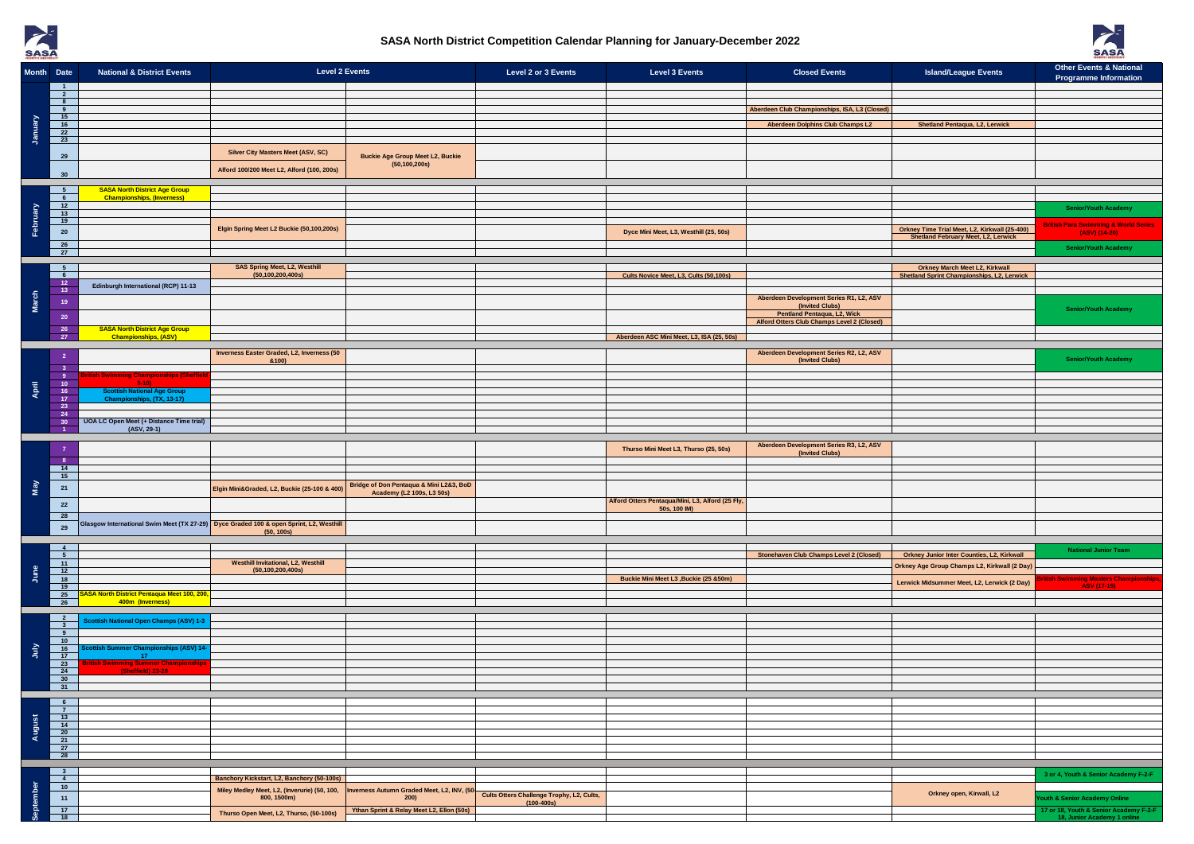# SASA North District Competition Calendar Planning for January-December 2022

| Month | Date | National & District Events | Level 2 Events | | Level 2 or 3 Events | Level 3 Events | Closed Events | Island/League Events | Other Events & National Programme Information |
|---|---|---|---|---|---|---|---|---|---|
| January | 1 | | | | | | | | |
| | 2 | | | | | | | | |
| | 8 | | | | | | | | |
| | 9 | | | | | | Aberdeen Club Championships, ISA, L3 (Closed) | | |
| | 15 | | | | | | | | |
| | 16 | | | | | | Aberdeen Dolphins Club Champs L2 | Shetland Pentaqua, L2, Lerwick | |
| | 22 | | | | | | | | |
| | 23 | | | | | | | | |
| | 29 | | Silver City Masters Meet (ASV, SC) | Buckie Age Group Meet L2, Buckie (50,100,200s) | | | | | |
| | 30 | | Alford 100/200 Meet L2, Alford (100, 200s) | | | | | | |
| February | 5 | SASA North District Age Group Championships, (Inverness) | | | | | | | |
| | 6 | | | | | | | | |
| | 12 | | | | | | | | Senior/Youth Academy |
| | 13 | | | | | | | | |
| | 19 | | | | | | | | British Para Swimming & World Series (ASV) (17-20) |
| | 20 | | Elgin Spring Meet L2 Buckie (50,100,200s) | | | Dyce Mini Meet, L3, Westhill (25, 50s) | | Orkney Time Trial Meet, L2, Kirkwall (25-400) Shetland February Meet, L2, Lerwick | |
| | 26 | | | | | | | | Senior/Youth Academy |
| | 27 | | | | | | | | |
| March | 5 | | SAS Spring Meet, L2, Westhill (50,100,200,400s) | | | | | Orkney March Meet L2, Kirkwall | |
| | 6 | | | | | Cults Novice Meet, L3, Cults (50,100s) | | Shetland Sprint Championships, L2, Lerwick | |
| | 12 | Edinburgh International (RCP) 11-13 | | | | | | | |
| | 13 | | | | | | | | |
| | 19 | | | | | | Aberdeen Development Series R1, L2, ASV (Invited Clubs) | | Senior/Youth Academy |
| | 20 | | | | | | Pentland Pentaqua, L2, Wick Alford Otters Club Champs Level 2 (Closed) | | |
| | 26 | SASA North District Age Group Championships, (ASV) | | | | | | | |
| | 27 | | | | | Aberdeen ASC Mini Meet, L3, ISA (25, 50s) | | | |
| April | 2 | | Inverness Easter Graded, L2, Inverness (50 &100) | | | | Aberdeen Development Series R2, L2, ASV (Invited Clubs) | | Senior/Youth Academy |
| | 3 | | | | | | | | |
| | 9 | British Swimming Championships (Sheffield 5-10) | | | | | | | |
| | 10 | | | | | | | | |
| | 16 | Scottish National Age Group Championships, (TX, 13-17) | | | | | | | |
| | 17 | | | | | | | | |
| | 23 | | | | | | | | |
| | 24 | | | | | | | | |
| | 30 | UOA LC Open Meet (+ Distance Time trial) (ASV, 29-1) | | | | | | | |
| | 1 | | | | | | | | |
| May | 7 | | | | | Thurso Mini Meet L3, Thurso (25, 50s) | Aberdeen Development Series R3, L2, ASV (Invited Clubs) | | |
| | 8 | | | | | | | | |
| | 14 | | | | | | | | |
| | 15 | | | | | | | | |
| | 21 | | Elgin Mini&Graded, L2, Buckie (25-100 & 400) | Bridge of Don Pentaqua & Mini L2&3, BoD Academy (L2 100s, L3 50s) | | | | | |
| | 22 | | | | | Alford Otters Pentaqua/Mini, L3, Alford (25 Fly, 50s, 100 IM) | | | |
| | 28 | | | | | | | | |
| | 29 | Glasgow International Swim Meet (TX 27-29) | Dyce Graded 100 & open Sprint, L2, Westhill (50, 100s) | | | | | | |
| June | 4 | | | | | | | | National Junior Team |
| | 5 | | | | | | Stonehaven Club Champs Level 2 (Closed) | Orkney Junior Inter Counties, L2, Kirkwall | |
| | 11 | | Westhill Invitational, L2, Westhill (50,100,200,400s) | | | | | Orkney Age Group Champs L2, Kirkwall (2 Day) | |
| | 12 | | | | | | | | |
| | 18 | | | | | Buckie Mini Meet L3 ,Buckie (25 &50m) | | Lerwick Midsummer Meet, L2, Lerwick (2 Day) | British Swimming Masters Championships ASV (17-19) |
| | 19 | | | | | | | | |
| | 25 | SASA North District Pentaqua Meet 100, 200, 400m (Inverness) | | | | | | | |
| | 26 | | | | | | | | |
| July | 2 | Scottish National Open Champs (ASV) 1-3 | | | | | | | |
| | 3 | | | | | | | | |
| | 9 | | | | | | | | |
| | 10 | | | | | | | | |
| | 16 | Scottish Summer Championships (ASV) 14-17 | | | | | | | |
| | 17 | | | | | | | | |
| | 23 | British Swimming Summer Championships (Sheffield) 23-28 | | | | | | | |
| | 24 | | | | | | | | |
| | 30 | | | | | | | | |
| | 31 | | | | | | | | |
| August | 6 | | | | | | | | |
| | 7 | | | | | | | | |
| | 13 | | | | | | | | |
| | 14 | | | | | | | | |
| | 20 | | | | | | | | |
| | 21 | | | | | | | | |
| | 27 | | | | | | | | |
| | 28 | | | | | | | | |
| September | 3 | | | | | | | | 3 or 4, Youth & Senior Academy F-2-F |
| | 4 | | Banchory Kickstart, L2, Banchory (50-100s) | | | | | | |
| | 10 | | Miley Medley Meet, L2, (Inverurie) (50, 100, 800, 1500m) | Inverness Autumn Graded Meet, L2, INV, (50-200) | | | | Orkney open, Kirwall, L2 | |
| | 11 | | | | Cults Otters Challenge Trophy, L2, Cults, (100-400s) | | | | Youth & Senior Academy Online |
| | 17 | | Thurso Open Meet, L2, Thurso, (50-100s) | Ythan Sprint & Relay Meet L2, Ellon (50s) | | | | | 17 or 18, Youth & Senior Academy F-2-F 18, Junior Academy 1 online |
| | 18 | | | | | | | | |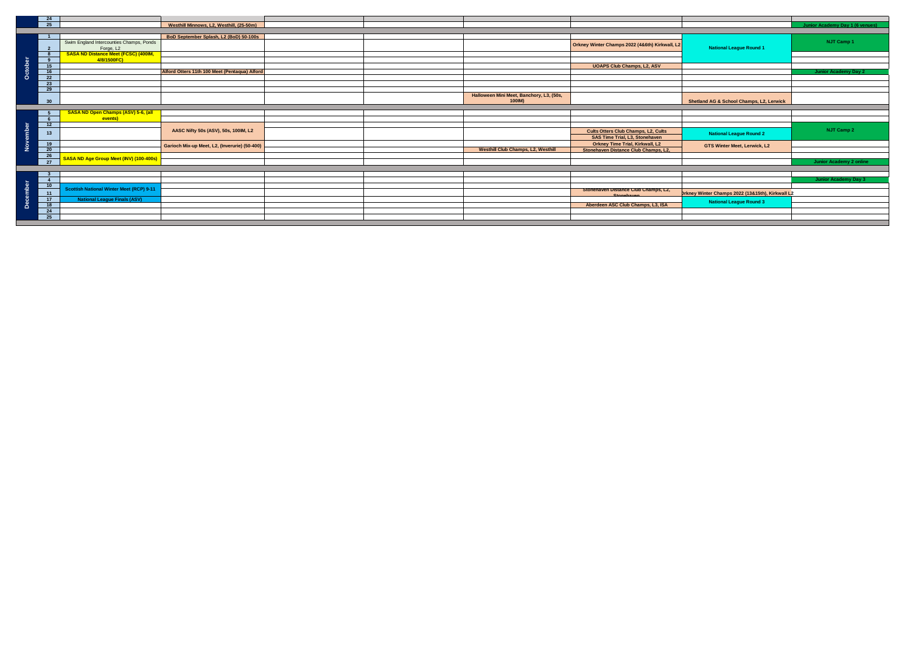| | | | | | | | | | |
|---|---|---|---|---|---|---|---|---|---|
| | 24 | | | | | | | | |
| | 25 | | Westhill Minnows, L2, Westhill, (25-50m) | | | | | | Junior Academy Day 1 (6 venues) |
| October | 1 | | BoD September Splash, L2 (BoD) 50-100s | | | | | | |
| | 2 | Swim England Intercounties Champs, Ponds Forge, L2 | | | | | Orkney Winter Champs 2022 (4&6th) Kirkwall, L2 | National League Round 1 | NJT Camp 1 |
| | 8 | SASA ND Distance Meet (FCSC) (400IM, 4/8/1500FC) | | | | | | | |
| | 9 | | | | | | | | |
| | 15 | | | | | | UOAPS Club Champs, L2, ASV | | |
| | 16 | | Alford Otters 11th 100 Meet (Pentaqua) Alford | | | | | | Junior Academy Day 2 |
| | 22 | | | | | | | | |
| | 23 | | | | | | | | |
| | 29 | | | | | | | | |
| | 30 | | | | | Halloween Mini Meet, Banchory, L3, (50s, 100IM) | | Shetland AG & School Champs, L2, Lerwick | |
| November | 5 | SASA ND Open Champs (ASV) 5-6, (all events) | | | | | | | |
| | 6 | | | | | | | | |
| | 12 | | | | | | | | |
| | 13 | | AASC Nifty 50s (ASV), 50s, 100IM, L2 | | | | Cults Otters Club Champs, L2, Cults / SAS Time Trial, L3, Stonehaven | National League Round 2 | NJT Camp 2 |
| | 19 | | Garioch Mix-up Meet, L2, (Inverurie) (50-400) | | | | Orkney Time Trial, Kirkwall, L2 | GTS Winter Meet, Lerwick, L2 | |
| | 20 | | | | | Westhill Club Champs, L2, Westhill | Stonehaven Distance Club Champs, L2, | | |
| | 26 | SASA ND Age Group Meet (INV) (100-400s) | | | | | | | |
| | 27 | | | | | | | | Junior Academy 2 online |
| December | 3 | | | | | | | | |
| | 4 | | | | | | | | Junior Academy Day 3 |
| | 10 | Scottish National Winter Meet (RCP) 9-11 | | | | | | | |
| | 11 | | | | | | Stonehaven Distance Club Champs, L2, Stonehaven | Orkney Winter Champs 2022 (13&15th), Kirkwall L2 | |
| | 17 | National League Finals (ASV) | | | | | | National League Round 3 | |
| | 18 | | | | | | Aberdeen ASC Club Champs, L3, ISA | | |
| | 24 | | | | | | | | |
| | 25 | | | | | | | | |